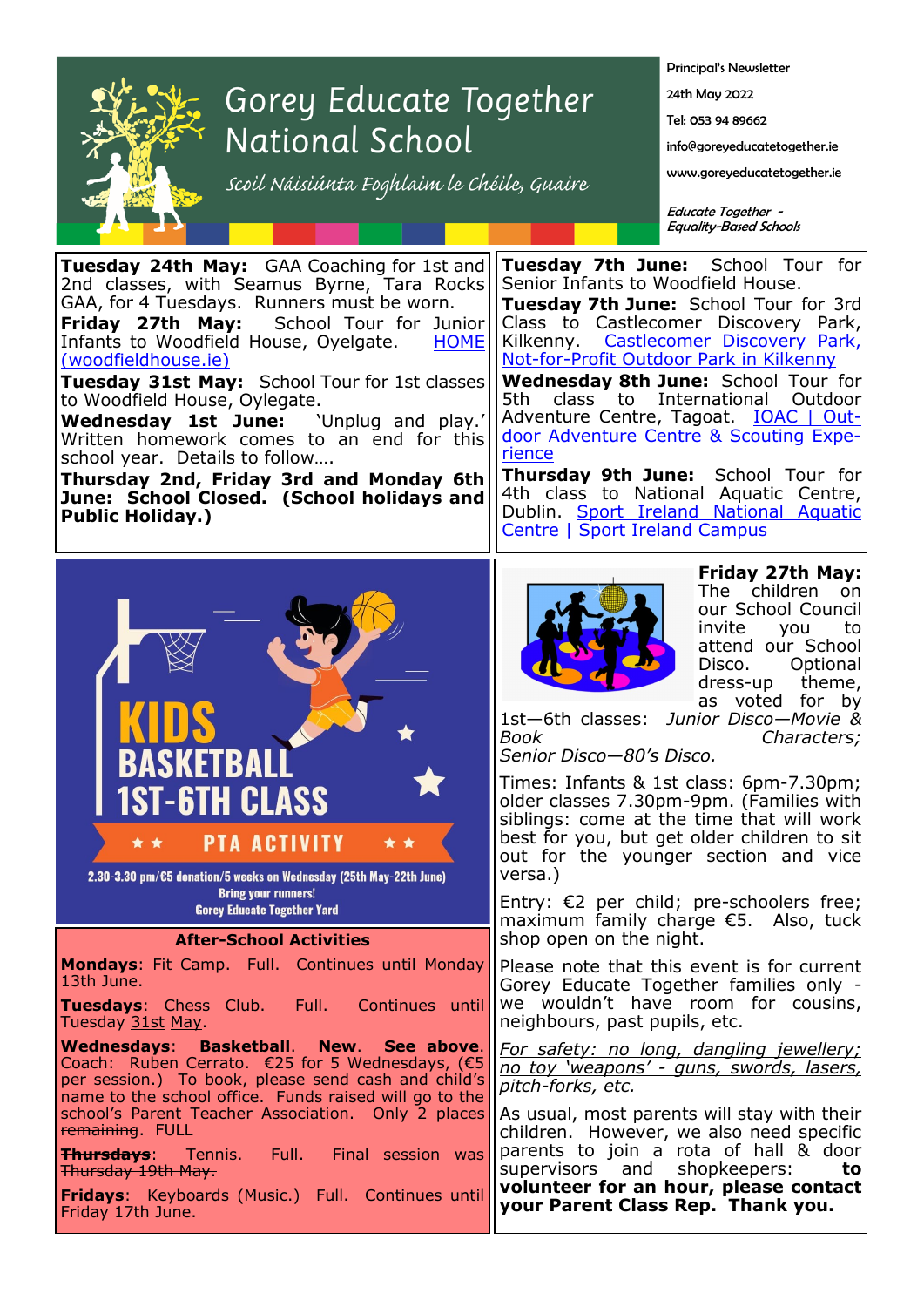# Gorey Educate Together National School

*Scoil Náisiúnta Foghlaim le Chéile, Guaire*

Principal's Newsletter

24th May 2022

Tel: 053 94 89662

info@goreyeducatetogether.ie

www.goreyeducatetogether.ie

*Educate Together - Equality-Based Schools*

**Tuesday 24th May:** GAA Coaching for 1st and 2nd classes, with Seamus Byrne, Tara Rocks GAA, for 4 Tuesdays. Runners must be worn.

**Friday 27th May:** School Tour for Junior Infants to Woodfield House, Oyelgate. HOME (woodfieldhouse.ie)

**Tuesday 31st May:** School Tour for 1st classes to Woodfield House, Oylegate.

**Wednesday 1st June:** 'Unplug and play.' Written homework comes to an end for this school year. Details to follow….

**Thursday 2nd, Friday 3rd and Monday 6th June: School Closed. (School holidays and Public Holiday.)**

**Tuesday 7th June:** School Tour for Senior Infants to Woodfield House.

**Tuesday 7th June:** School Tour for 3rd Class to Castlecomer Discovery Park, Kilkenny. Castlecomer Discovery Park, Not-for-Profit Outdoor Park in Kilkenny

**Wednesday 8th June:** School Tour for 5th class to International Outdoor Adventure Centre, Tagoat. IOAC | Outdoor Adventure Centre & Scouting Experience

**Thursday 9th June:** School Tour for 4th class to National Aquatic Centre, Dublin. Sport Ireland National Aquatic Centre | Sport Ireland Campus

KIDS BASKETBALL 1ST-6TH CLASS

PTA ACTIVITY

2.30-3.30 pm/€5 donation/5 weeks on Wednesday (25th May-22th June)

Bring your runners!

Gorey Educate Together Yard

## After-School Activities

**Mondays**: Fit Camp. Full. Continues until Monday 13th June.

**Tuesdays**: Chess Club. Full. Continues until Tuesday 31st May.

**Wednesdays**: **Basketball**. **New**. **See above**. Coach: Ruben Cerrato. €25 for 5 Wednesdays, (€5 per session.) To book, please send cash and child's name to the school office. Funds raised will go to the school's Parent Teacher Association. ~~Only 2 places remaining~~. FULL

~~**Thursdays**: Tennis. Full. Final session was Thursday 19th May.~~

**Fridays**: Keyboards (Music.) Full. Continues until Friday 17th June.

**Friday 27th May:** The children on our School Council invite you to attend our School Disco. Optional dress-up theme, as voted for by 1st—6th classes: *Junior Disco—Movie & Book Characters; Senior Disco—80's Disco.*

Times: Infants & 1st class: 6pm-7.30pm; older classes 7.30pm-9pm. (Families with siblings: come at the time that will work best for you, but get older children to sit out for the younger section and vice versa.)

Entry: €2 per child; pre-schoolers free; maximum family charge €5. Also, tuck shop open on the night.

Please note that this event is for current Gorey Educate Together families only - we wouldn't have room for cousins, neighbours, past pupils, etc.

*For safety: no long, dangling jewellery; no toy 'weapons' - guns, swords, lasers, pitch-forks, etc.*

As usual, most parents will stay with their children. However, we also need specific parents to join a rota of hall & door supervisors and shopkeepers: **to volunteer for an hour, please contact your Parent Class Rep. Thank you.**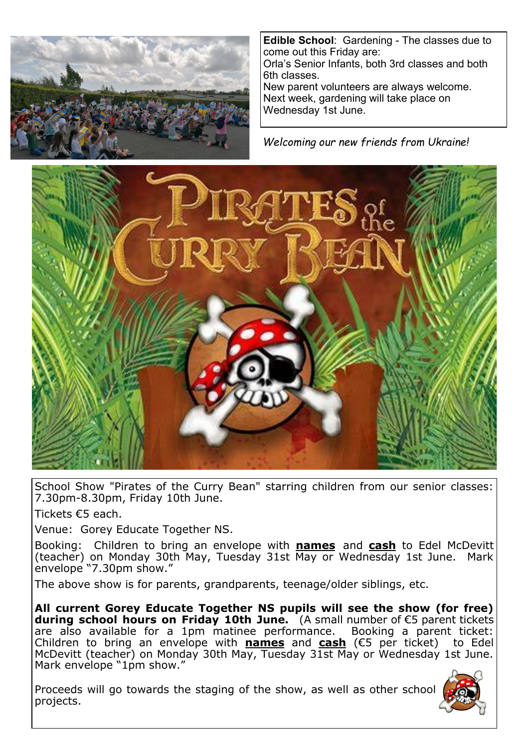**Edible School**: Gardening - The classes due to come out this Friday are:
Orla's Senior Infants, both 3rd classes and both 6th classes.
New parent volunteers are always welcome.
Next week, gardening will take place on Wednesday 1st June.

*Welcoming our new friends from Ukraine!*

School Show "Pirates of the Curry Bean" starring children from our senior classes: 7.30pm-8.30pm, Friday 10th June.

Tickets €5 each.

Venue: Gorey Educate Together NS.

Booking: Children to bring an envelope with **names** and **cash** to Edel McDevitt (teacher) on Monday 30th May, Tuesday 31st May or Wednesday 1st June. Mark envelope "7.30pm show."

The above show is for parents, grandparents, teenage/older siblings, etc.

**All current Gorey Educate Together NS pupils will see the show (for free) during school hours on Friday 10th June.** (A small number of €5 parent tickets are also available for a 1pm matinee performance. Booking a parent ticket: Children to bring an envelope with **names** and **cash** (€5 per ticket) to Edel McDevitt (teacher) on Monday 30th May, Tuesday 31st May or Wednesday 1st June. Mark envelope "1pm show."

Proceeds will go towards the staging of the show, as well as other school projects.